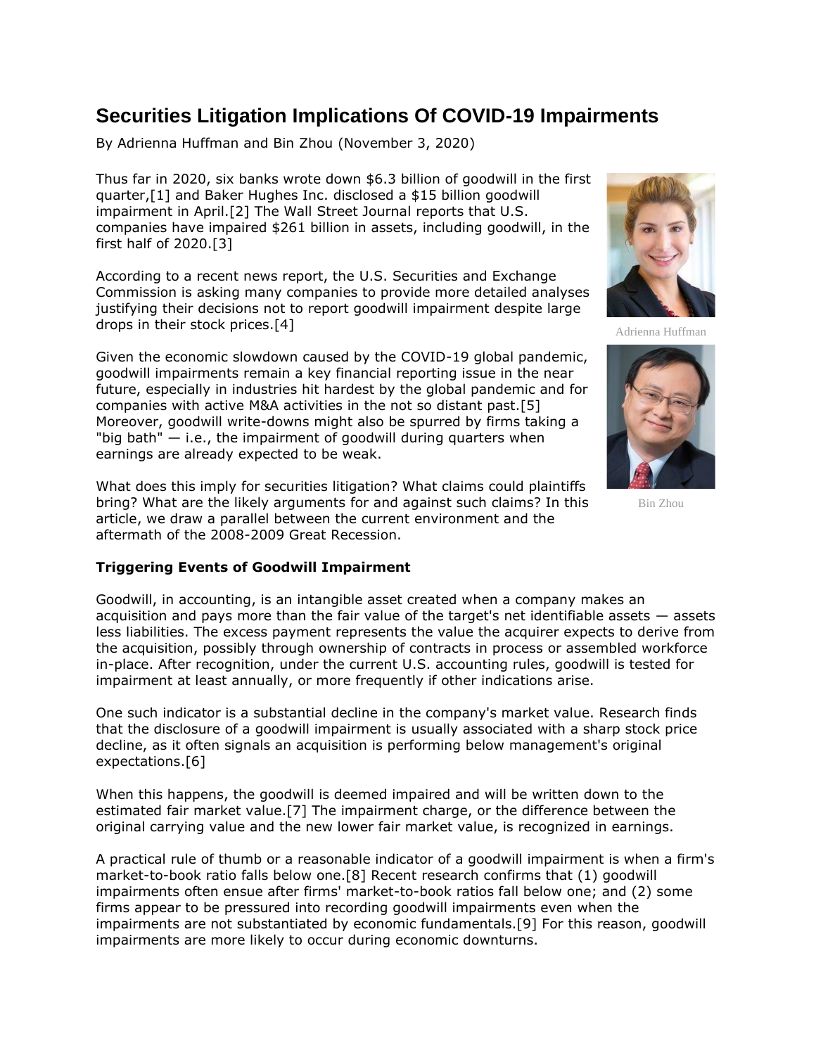# Securities Litigation Implications Of COVID-19 Impairments

By Adrienna Huffman and Bin Zhou (November 3, 2020)

Thus far in 2020, six banks wrote down $6.3 billion of goodwill in the first quarter,[1] and Baker Hughes Inc. disclosed a $15 billion goodwill impairment in April.[2] The Wall Street Journal reports that U.S. companies have impaired $261 billion in assets, including goodwill, in the first half of 2020.[3]

According to a recent news report, the U.S. Securities and Exchange Commission is asking many companies to provide more detailed analyses justifying their decisions not to report goodwill impairment despite large drops in their stock prices.[4]

Adrienna Huffman

Bin Zhou

Given the economic slowdown caused by the COVID-19 global pandemic, goodwill impairments remain a key financial reporting issue in the near future, especially in industries hit hardest by the global pandemic and for companies with active M&A activities in the not so distant past.[5] Moreover, goodwill write-downs might also be spurred by firms taking a "big bath" — i.e., the impairment of goodwill during quarters when earnings are already expected to be weak.

What does this imply for securities litigation? What claims could plaintiffs bring? What are the likely arguments for and against such claims? In this article, we draw a parallel between the current environment and the aftermath of the 2008-2009 Great Recession.

**Triggering Events of Goodwill Impairment**

Goodwill, in accounting, is an intangible asset created when a company makes an acquisition and pays more than the fair value of the target's net identifiable assets — assets less liabilities. The excess payment represents the value the acquirer expects to derive from the acquisition, possibly through ownership of contracts in process or assembled workforce in-place. After recognition, under the current U.S. accounting rules, goodwill is tested for impairment at least annually, or more frequently if other indications arise.

One such indicator is a substantial decline in the company's market value. Research finds that the disclosure of a goodwill impairment is usually associated with a sharp stock price decline, as it often signals an acquisition is performing below management's original expectations.[6]

When this happens, the goodwill is deemed impaired and will be written down to the estimated fair market value.[7] The impairment charge, or the difference between the original carrying value and the new lower fair market value, is recognized in earnings.

A practical rule of thumb or a reasonable indicator of a goodwill impairment is when a firm's market-to-book ratio falls below one.[8] Recent research confirms that (1) goodwill impairments often ensue after firms' market-to-book ratios fall below one; and (2) some firms appear to be pressured into recording goodwill impairments even when the impairments are not substantiated by economic fundamentals.[9] For this reason, goodwill impairments are more likely to occur during economic downturns.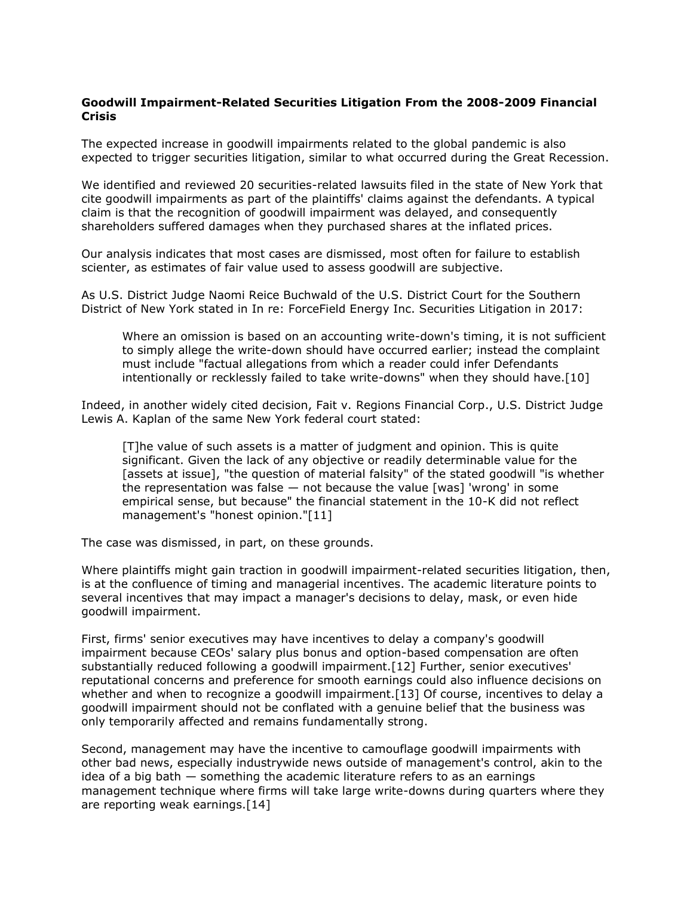**Goodwill Impairment-Related Securities Litigation From the 2008-2009 Financial Crisis**

The expected increase in goodwill impairments related to the global pandemic is also expected to trigger securities litigation, similar to what occurred during the Great Recession.

We identified and reviewed 20 securities-related lawsuits filed in the state of New York that cite goodwill impairments as part of the plaintiffs' claims against the defendants. A typical claim is that the recognition of goodwill impairment was delayed, and consequently shareholders suffered damages when they purchased shares at the inflated prices.

Our analysis indicates that most cases are dismissed, most often for failure to establish scienter, as estimates of fair value used to assess goodwill are subjective.

As U.S. District Judge Naomi Reice Buchwald of the U.S. District Court for the Southern District of New York stated in In re: ForceField Energy Inc. Securities Litigation in 2017:

> Where an omission is based on an accounting write-down's timing, it is not sufficient to simply allege the write-down should have occurred earlier; instead the complaint must include "factual allegations from which a reader could infer Defendants intentionally or recklessly failed to take write-downs" when they should have.[10]

Indeed, in another widely cited decision, Fait v. Regions Financial Corp., U.S. District Judge Lewis A. Kaplan of the same New York federal court stated:

> [T]he value of such assets is a matter of judgment and opinion. This is quite significant. Given the lack of any objective or readily determinable value for the [assets at issue], "the question of material falsity" of the stated goodwill "is whether the representation was false — not because the value [was] 'wrong' in some empirical sense, but because" the financial statement in the 10-K did not reflect management's "honest opinion."[11]

The case was dismissed, in part, on these grounds.

Where plaintiffs might gain traction in goodwill impairment-related securities litigation, then, is at the confluence of timing and managerial incentives. The academic literature points to several incentives that may impact a manager's decisions to delay, mask, or even hide goodwill impairment.

First, firms' senior executives may have incentives to delay a company's goodwill impairment because CEOs' salary plus bonus and option-based compensation are often substantially reduced following a goodwill impairment.[12] Further, senior executives' reputational concerns and preference for smooth earnings could also influence decisions on whether and when to recognize a goodwill impairment.[13] Of course, incentives to delay a goodwill impairment should not be conflated with a genuine belief that the business was only temporarily affected and remains fundamentally strong.

Second, management may have the incentive to camouflage goodwill impairments with other bad news, especially industrywide news outside of management's control, akin to the idea of a big bath — something the academic literature refers to as an earnings management technique where firms will take large write-downs during quarters where they are reporting weak earnings.[14]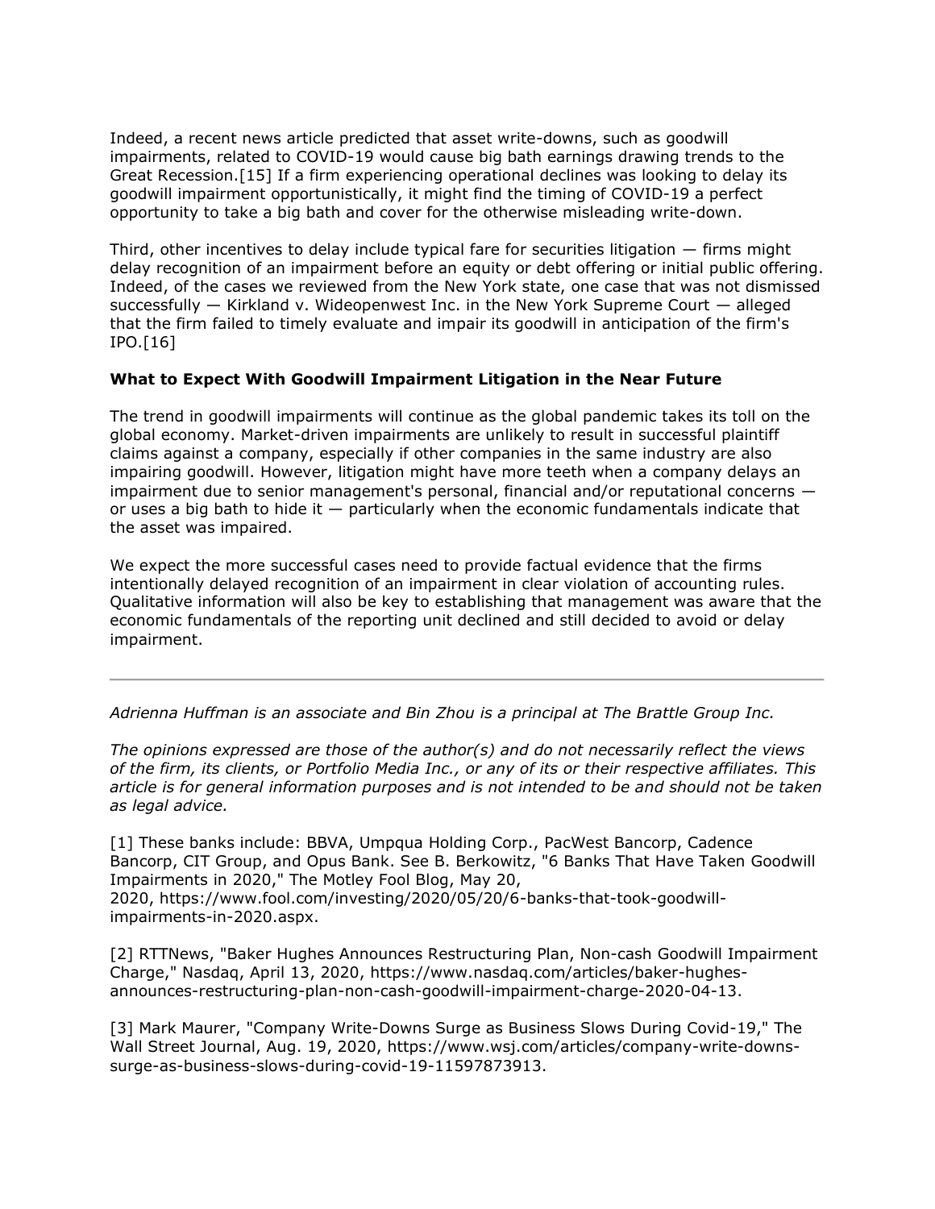Indeed, a recent news article predicted that asset write-downs, such as goodwill impairments, related to COVID-19 would cause big bath earnings drawing trends to the Great Recession.[15] If a firm experiencing operational declines was looking to delay its goodwill impairment opportunistically, it might find the timing of COVID-19 a perfect opportunity to take a big bath and cover for the otherwise misleading write-down.

Third, other incentives to delay include typical fare for securities litigation — firms might delay recognition of an impairment before an equity or debt offering or initial public offering. Indeed, of the cases we reviewed from the New York state, one case that was not dismissed successfully — Kirkland v. Wideopenwest Inc. in the New York Supreme Court — alleged that the firm failed to timely evaluate and impair its goodwill in anticipation of the firm's IPO.[16]

**What to Expect With Goodwill Impairment Litigation in the Near Future**

The trend in goodwill impairments will continue as the global pandemic takes its toll on the global economy. Market-driven impairments are unlikely to result in successful plaintiff claims against a company, especially if other companies in the same industry are also impairing goodwill. However, litigation might have more teeth when a company delays an impairment due to senior management's personal, financial and/or reputational concerns — or uses a big bath to hide it — particularly when the economic fundamentals indicate that the asset was impaired.

We expect the more successful cases need to provide factual evidence that the firms intentionally delayed recognition of an impairment in clear violation of accounting rules. Qualitative information will also be key to establishing that management was aware that the economic fundamentals of the reporting unit declined and still decided to avoid or delay impairment.

---

*Adrienna Huffman is an associate and Bin Zhou is a principal at The Brattle Group Inc.*

*The opinions expressed are those of the author(s) and do not necessarily reflect the views of the firm, its clients, or Portfolio Media Inc., or any of its or their respective affiliates. This article is for general information purposes and is not intended to be and should not be taken as legal advice.*

[1] These banks include: BBVA, Umpqua Holding Corp., PacWest Bancorp, Cadence Bancorp, CIT Group, and Opus Bank. See B. Berkowitz, "6 Banks That Have Taken Goodwill Impairments in 2020," The Motley Fool Blog, May 20, 2020, https://www.fool.com/investing/2020/05/20/6-banks-that-took-goodwill-impairments-in-2020.aspx.

[2] RTTNews, "Baker Hughes Announces Restructuring Plan, Non-cash Goodwill Impairment Charge," Nasdaq, April 13, 2020, https://www.nasdaq.com/articles/baker-hughes-announces-restructuring-plan-non-cash-goodwill-impairment-charge-2020-04-13.

[3] Mark Maurer, "Company Write-Downs Surge as Business Slows During Covid-19," The Wall Street Journal, Aug. 19, 2020, https://www.wsj.com/articles/company-write-downs-surge-as-business-slows-during-covid-19-11597873913.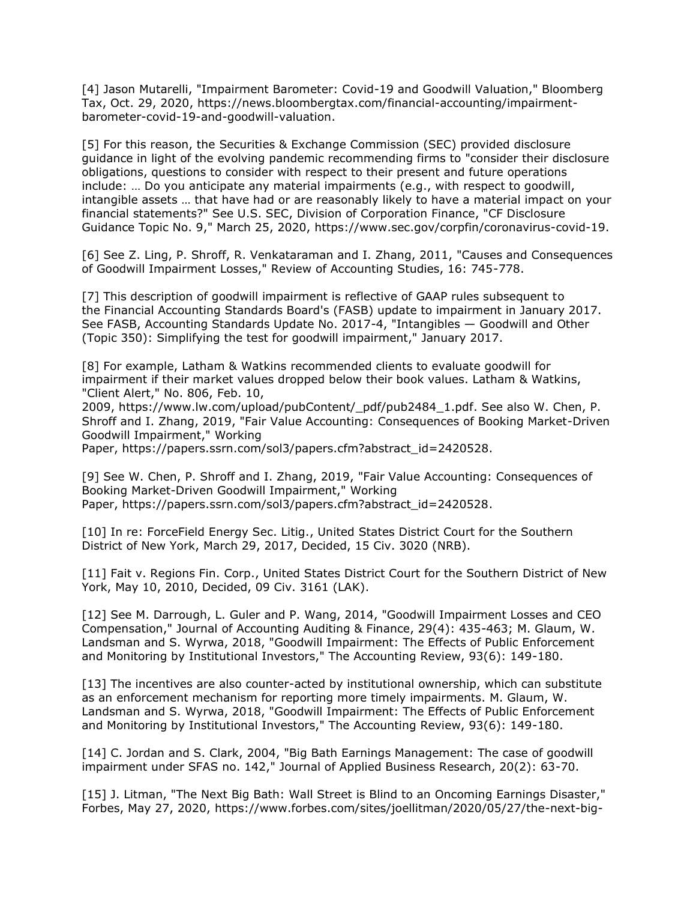[4] Jason Mutarelli, "Impairment Barometer: Covid-19 and Goodwill Valuation," Bloomberg Tax, Oct. 29, 2020, https://news.bloombergtax.com/financial-accounting/impairment-barometer-covid-19-and-goodwill-valuation.

[5] For this reason, the Securities & Exchange Commission (SEC) provided disclosure guidance in light of the evolving pandemic recommending firms to "consider their disclosure obligations, questions to consider with respect to their present and future operations include: … Do you anticipate any material impairments (e.g., with respect to goodwill, intangible assets … that have had or are reasonably likely to have a material impact on your financial statements?" See U.S. SEC, Division of Corporation Finance, "CF Disclosure Guidance Topic No. 9," March 25, 2020, https://www.sec.gov/corpfin/coronavirus-covid-19.

[6] See Z. Ling, P. Shroff, R. Venkataraman and I. Zhang, 2011, "Causes and Consequences of Goodwill Impairment Losses," Review of Accounting Studies, 16: 745-778.

[7] This description of goodwill impairment is reflective of GAAP rules subsequent to the Financial Accounting Standards Board's (FASB) update to impairment in January 2017. See FASB, Accounting Standards Update No. 2017-4, "Intangibles — Goodwill and Other (Topic 350): Simplifying the test for goodwill impairment," January 2017.

[8] For example, Latham & Watkins recommended clients to evaluate goodwill for impairment if their market values dropped below their book values. Latham & Watkins, "Client Alert," No. 806, Feb. 10, 2009, https://www.lw.com/upload/pubContent/_pdf/pub2484_1.pdf. See also W. Chen, P. Shroff and I. Zhang, 2019, "Fair Value Accounting: Consequences of Booking Market-Driven Goodwill Impairment," Working Paper, https://papers.ssrn.com/sol3/papers.cfm?abstract_id=2420528.

[9] See W. Chen, P. Shroff and I. Zhang, 2019, "Fair Value Accounting: Consequences of Booking Market-Driven Goodwill Impairment," Working Paper, https://papers.ssrn.com/sol3/papers.cfm?abstract_id=2420528.

[10] In re: ForceField Energy Sec. Litig., United States District Court for the Southern District of New York, March 29, 2017, Decided, 15 Civ. 3020 (NRB).

[11] Fait v. Regions Fin. Corp., United States District Court for the Southern District of New York, May 10, 2010, Decided, 09 Civ. 3161 (LAK).

[12] See M. Darrough, L. Guler and P. Wang, 2014, "Goodwill Impairment Losses and CEO Compensation," Journal of Accounting Auditing & Finance, 29(4): 435-463; M. Glaum, W. Landsman and S. Wyrwa, 2018, "Goodwill Impairment: The Effects of Public Enforcement and Monitoring by Institutional Investors," The Accounting Review, 93(6): 149-180.

[13] The incentives are also counter-acted by institutional ownership, which can substitute as an enforcement mechanism for reporting more timely impairments. M. Glaum, W. Landsman and S. Wyrwa, 2018, "Goodwill Impairment: The Effects of Public Enforcement and Monitoring by Institutional Investors," The Accounting Review, 93(6): 149-180.

[14] C. Jordan and S. Clark, 2004, "Big Bath Earnings Management: The case of goodwill impairment under SFAS no. 142," Journal of Applied Business Research, 20(2): 63-70.

[15] J. Litman, "The Next Big Bath: Wall Street is Blind to an Oncoming Earnings Disaster," Forbes, May 27, 2020, https://www.forbes.com/sites/joellitman/2020/05/27/the-next-big-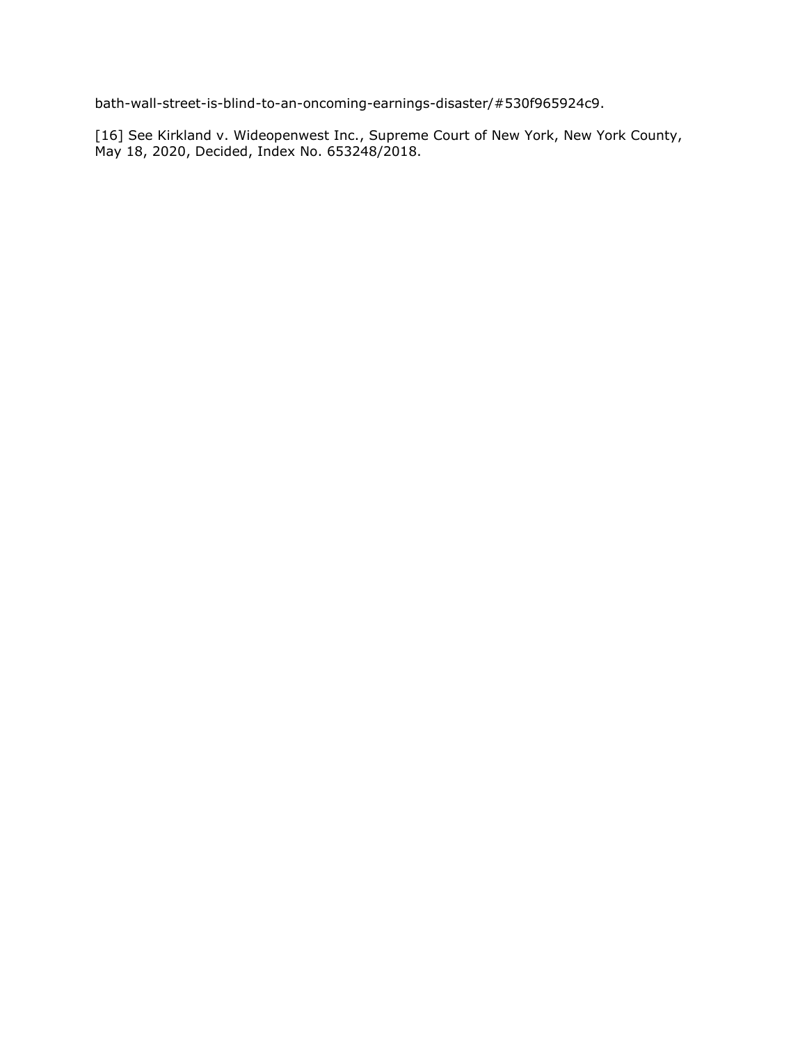bath-wall-street-is-blind-to-an-oncoming-earnings-disaster/#530f965924c9.

[16] See Kirkland v. Wideopenwest Inc., Supreme Court of New York, New York County, May 18, 2020, Decided, Index No. 653248/2018.